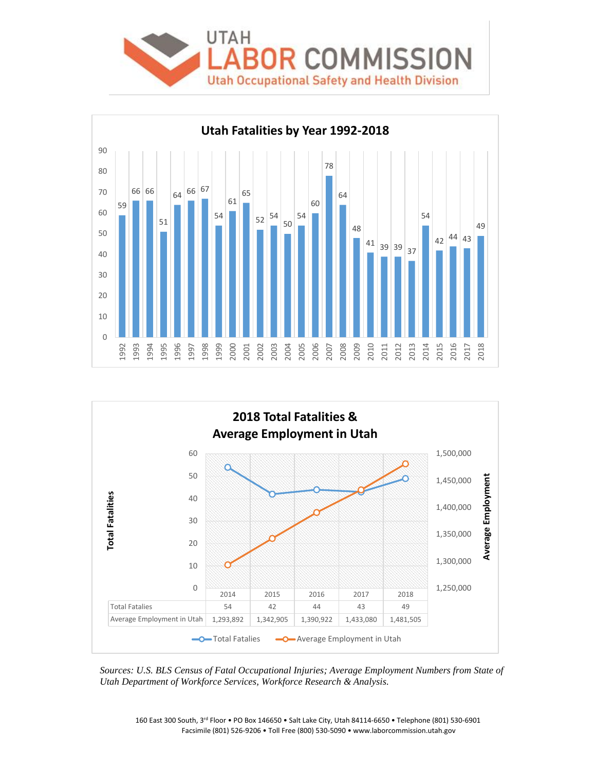# UTAH LABOR COMMISSION

## Utah Occupational Safety and Health Division

### Utah Fatalities by Year 1992-2018

| Year | Fatalities |
|---|---|
| 1992 | 59 |
| 1993 | 66 |
| 1994 | 66 |
| 1995 | 51 |
| 1996 | 64 |
| 1997 | 66 |
| 1998 | 67 |
| 1999 | 54 |
| 2000 | 61 |
| 2001 | 65 |
| 2002 | 52 |
| 2003 | 54 |
| 2004 | 50 |
| 2005 | 54 |
| 2006 | 60 |
| 2007 | 78 |
| 2008 | 64 |
| 2009 | 48 |
| 2010 | 41 |
| 2011 | 39 |
| 2012 | 39 |
| 2013 | 37 |
| 2014 | 54 |
| 2015 | 42 |
| 2016 | 44 |
| 2017 | 43 |
| 2018 | 49 |

### 2018 Total Fatalities & Average Employment in Utah

| | 2014 | 2015 | 2016 | 2017 | 2018 |
|---|---|---|---|---|---|
| Total Fatalies | 54 | 42 | 44 | 43 | 49 |
| Average Employment in Utah | 1,293,892 | 1,342,905 | 1,390,922 | 1,433,080 | 1,481,505 |

*Sources: U.S. BLS Census of Fatal Occupational Injuries; Average Employment Numbers from State of Utah Department of Workforce Services, Workforce Research & Analysis.*

160 East 300 South, 3rd Floor • PO Box 146650 • Salt Lake City, Utah 84114-6650 • Telephone (801) 530-6901
Facsimile (801) 526-9206 • Toll Free (800) 530-5090 • www.laborcommission.utah.gov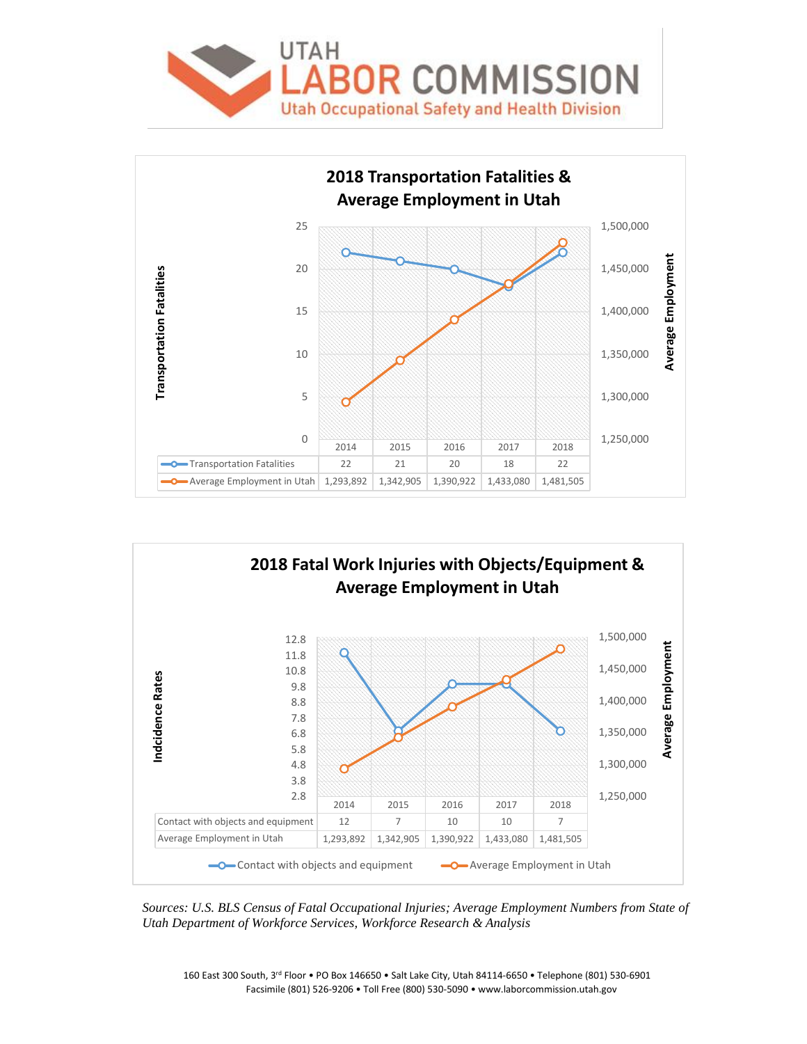# UTAH LABOR COMMISSION

Utah Occupational Safety and Health Division

## 2018 Transportation Fatalities & Average Employment in Utah

| | 2014 | 2015 | 2016 | 2017 | 2018 |
|---|---|---|---|---|---|
| Transportation Fatalities | 22 | 21 | 20 | 18 | 22 |
| Average Employment in Utah | 1,293,892 | 1,342,905 | 1,390,922 | 1,433,080 | 1,481,505 |

## 2018 Fatal Work Injuries with Objects/Equipment & Average Employment in Utah

| | 2014 | 2015 | 2016 | 2017 | 2018 |
|---|---|---|---|---|---|
| Contact with objects and equipment | 12 | 7 | 10 | 10 | 7 |
| Average Employment in Utah | 1,293,892 | 1,342,905 | 1,390,922 | 1,433,080 | 1,481,505 |

*Sources: U.S. BLS Census of Fatal Occupational Injuries; Average Employment Numbers from State of Utah Department of Workforce Services, Workforce Research & Analysis*

160 East 300 South, 3rd Floor • PO Box 146650 • Salt Lake City, Utah 84114-6650 • Telephone (801) 530-6901
Facsimile (801) 526-9206 • Toll Free (800) 530-5090 • www.laborcommission.utah.gov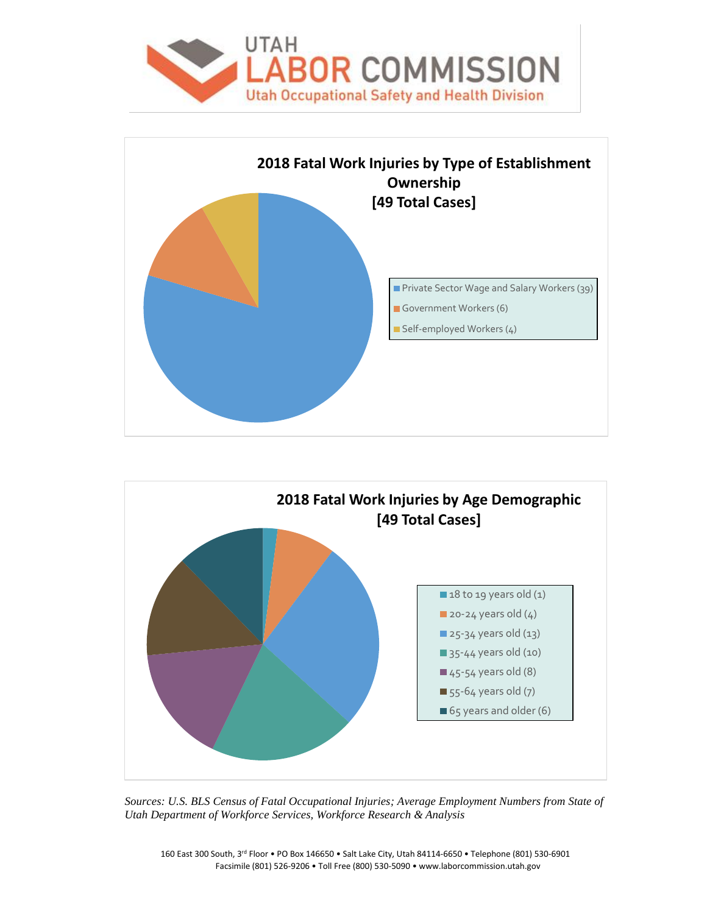UTAH
LABOR COMMISSION
Utah Occupational Safety and Health Division

**2018 Fatal Work Injuries by Type of Establishment Ownership**
**[49 Total Cases]**

Private Sector Wage and Salary Workers (39)
Government Workers (6)
Self-employed Workers (4)

**2018 Fatal Work Injuries by Age Demographic**
**[49 Total Cases]**

18 to 19 years old (1)
20-24 years old (4)
25-34 years old (13)
35-44 years old (10)
45-54 years old (8)
55-64 years old (7)
65 years and older (6)

*Sources: U.S. BLS Census of Fatal Occupational Injuries; Average Employment Numbers from State of Utah Department of Workforce Services, Workforce Research & Analysis*

160 East 300 South, 3rd Floor • PO Box 146650 • Salt Lake City, Utah 84114-6650 • Telephone (801) 530-6901
Facsimile (801) 526-9206 • Toll Free (800) 530-5090 • www.laborcommission.utah.gov